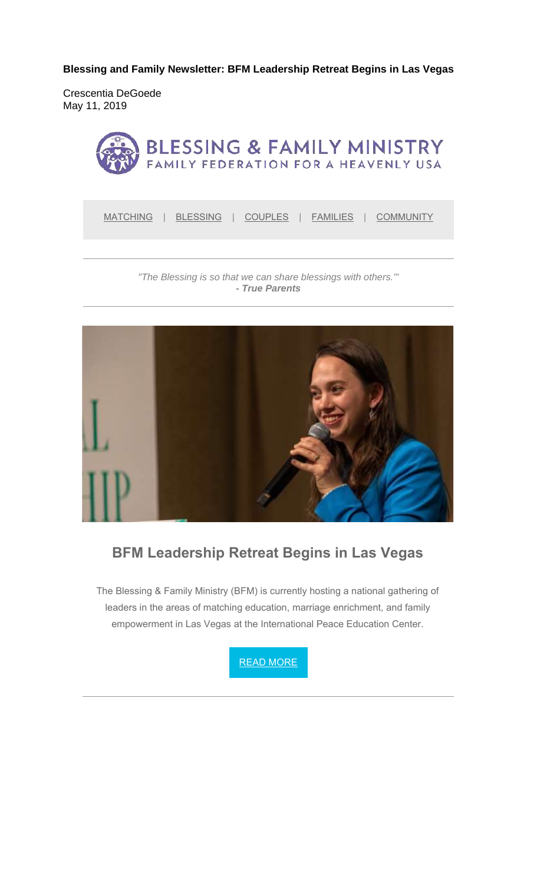**Blessing and Family Newsletter: BFM Leadership Retreat Begins in Las Vegas**

Crescentia DeGoede
May 11, 2019

BLESSING & FAMILY MINISTRY
FAMILY FEDERATION FOR A HEAVENLY USA

MATCHING | BLESSING | COUPLES | FAMILIES | COMMUNITY

---

*"The Blessing is so that we can share blessings with others."'*
***- True Parents***

---

## BFM Leadership Retreat Begins in Las Vegas

The Blessing & Family Ministry (BFM) is currently hosting a national gathering of leaders in the areas of matching education, marriage enrichment, and family empowerment in Las Vegas at the International Peace Education Center.

READ MORE

---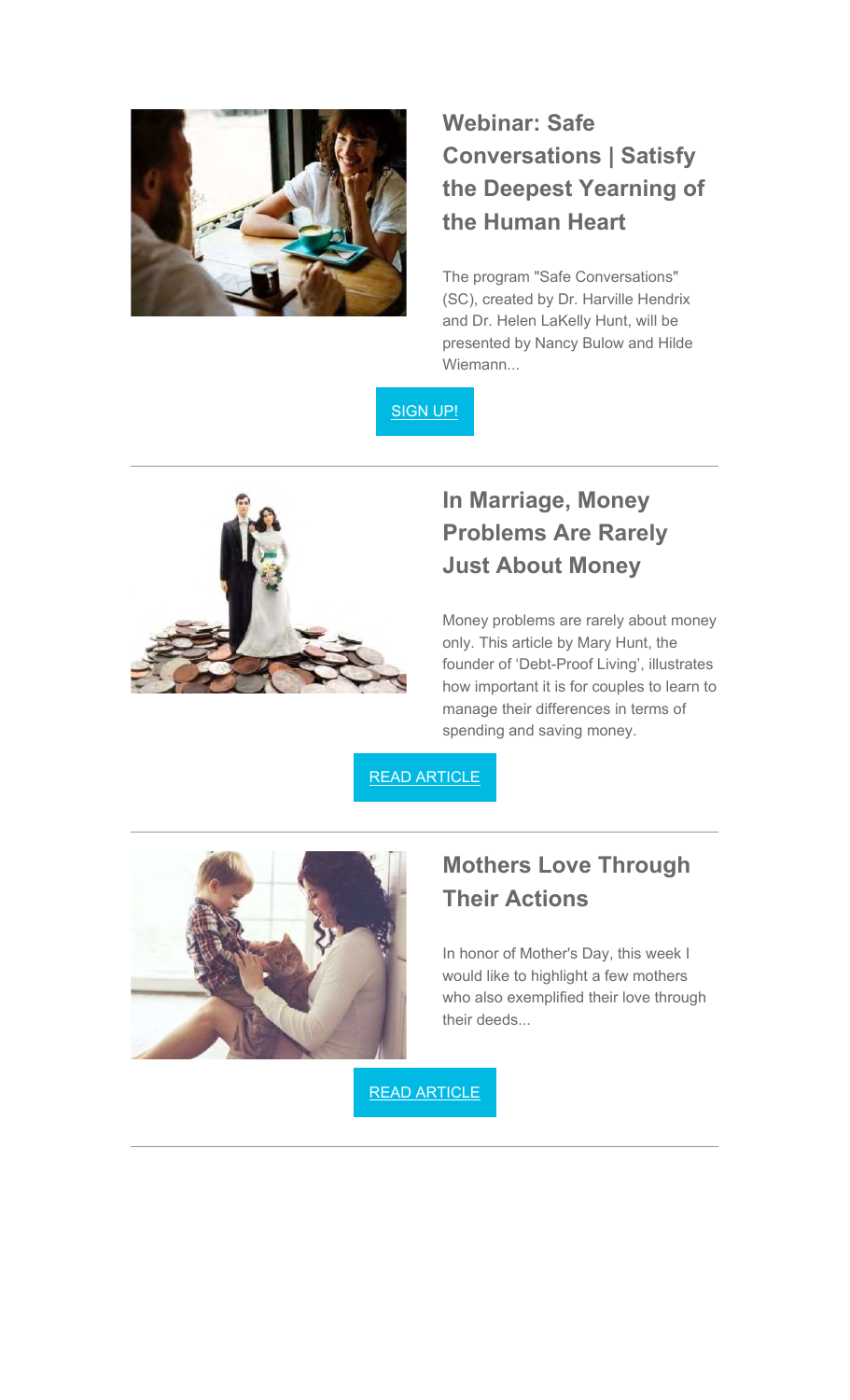## Webinar: Safe Conversations | Satisfy the Deepest Yearning of the Human Heart

The program "Safe Conversations" (SC), created by Dr. Harville Hendrix and Dr. Helen LaKelly Hunt, will be presented by Nancy Bulow and Hilde Wiemann...

SIGN UP!

---

## In Marriage, Money Problems Are Rarely Just About Money

Money problems are rarely about money only. This article by Mary Hunt, the founder of 'Debt-Proof Living', illustrates how important it is for couples to learn to manage their differences in terms of spending and saving money.

READ ARTICLE

---

## Mothers Love Through Their Actions

In honor of Mother's Day, this week I would like to highlight a few mothers who also exemplified their love through their deeds...

READ ARTICLE

---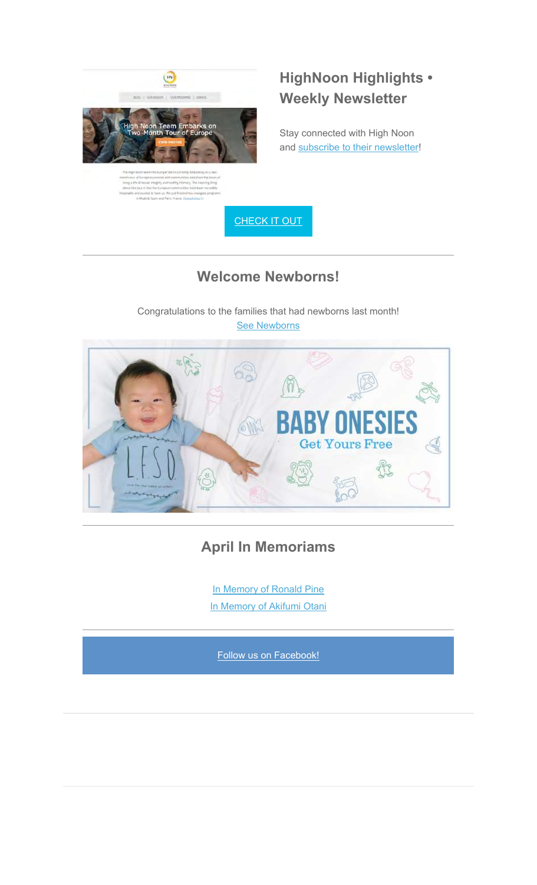## HighNoon Highlights • Weekly Newsletter

Stay connected with High Noon and subscribe to their newsletter!

CHECK IT OUT

---

## Welcome Newborns!

Congratulations to the families that had newborns last month!

See Newborns

---

## April In Memoriams

In Memory of Ronald Pine

In Memory of Akifumi Otani

---

Follow us on Facebook!